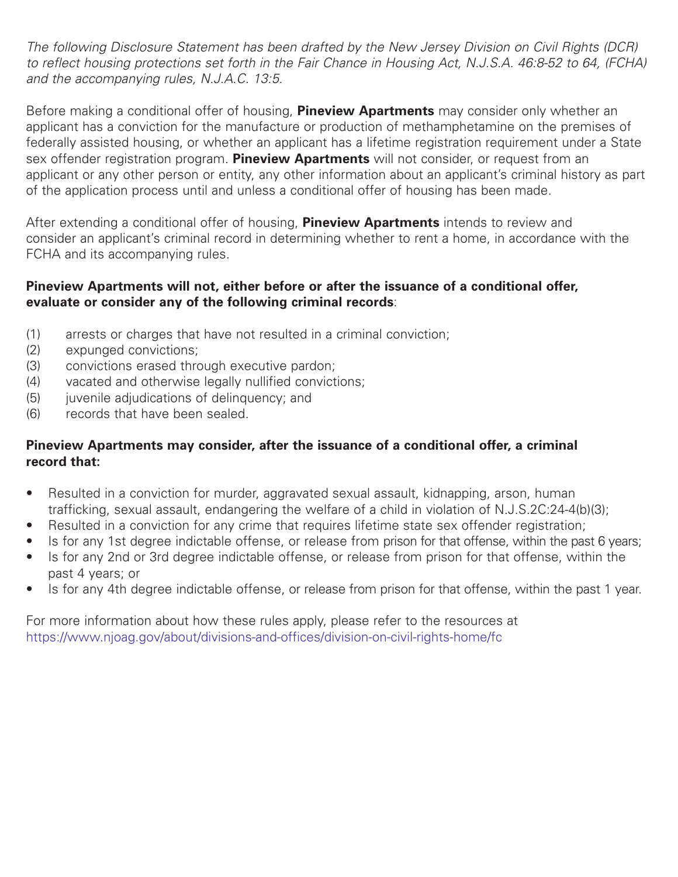*The following Disclosure Statement has been drafted by the New Jersey Division on Civil Rights (DCR) to reflect housing protections set forth in the Fair Chance in Housing Act, N.J.S.A. 46:8-52 to 64, (FCHA) and the accompanying rules, N.J.A.C. 13:5.*

Before making a conditional offer of housing, **Pineview Apartments** may consider only whether an applicant has a conviction for the manufacture or production of methamphetamine on the premises of federally assisted housing, or whether an applicant has a lifetime registration requirement under a State sex offender registration program. **Pineview Apartments** will not consider, or request from an applicant or any other person or entity, any other information about an applicant's criminal history as part of the application process until and unless a conditional offer of housing has been made.

After extending a conditional offer of housing, **Pineview Apartments** intends to review and consider an applicant's criminal record in determining whether to rent a home, in accordance with the FCHA and its accompanying rules.

**Pineview Apartments will not, either before or after the issuance of a conditional offer, evaluate or consider any of the following criminal records**:

(1) arrests or charges that have not resulted in a criminal conviction;
(2) expunged convictions;
(3) convictions erased through executive pardon;
(4) vacated and otherwise legally nullified convictions;
(5) juvenile adjudications of delinquency; and
(6) records that have been sealed.

**Pineview Apartments may consider, after the issuance of a conditional offer, a criminal record that:**

- Resulted in a conviction for murder, aggravated sexual assault, kidnapping, arson, human trafficking, sexual assault, endangering the welfare of a child in violation of N.J.S.2C:24-4(b)(3);
- Resulted in a conviction for any crime that requires lifetime state sex offender registration;
- Is for any 1st degree indictable offense, or release from prison for that offense, within the past 6 years;
- Is for any 2nd or 3rd degree indictable offense, or release from prison for that offense, within the past 4 years; or
- Is for any 4th degree indictable offense, or release from prison for that offense, within the past 1 year.

For more information about how these rules apply, please refer to the resources at https://www.njoag.gov/about/divisions-and-offices/division-on-civil-rights-home/fc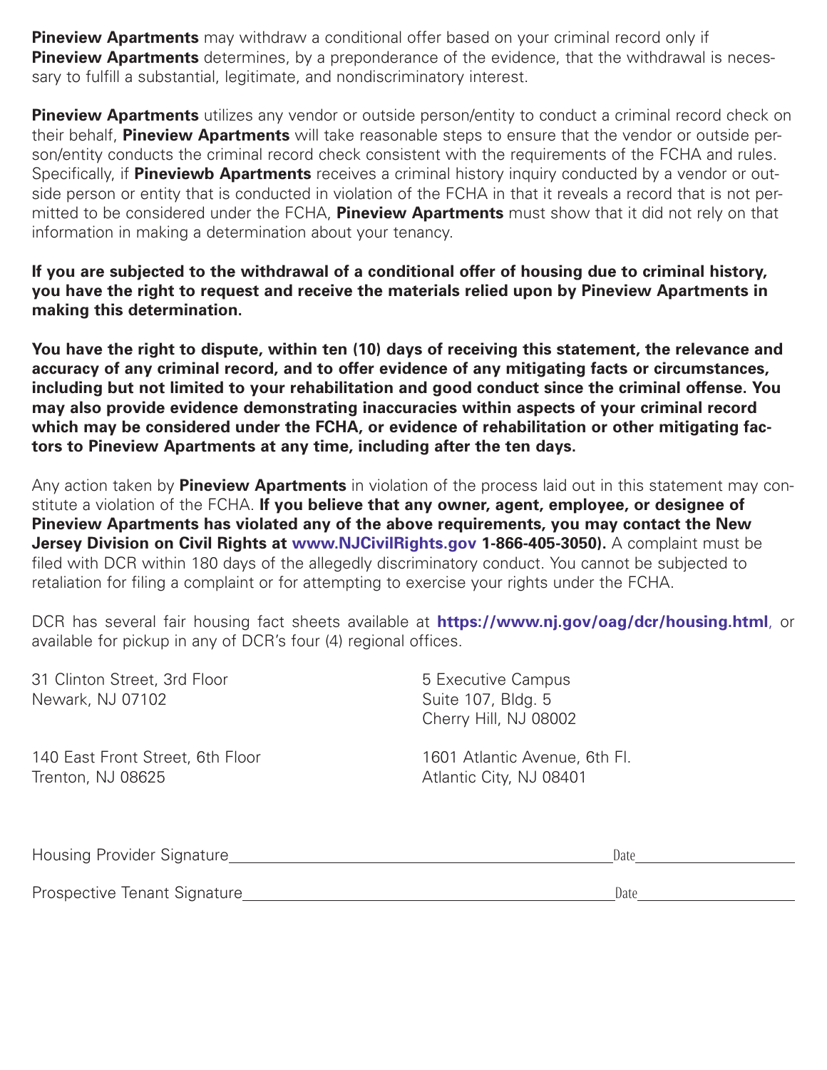**Pineview Apartments** may withdraw a conditional offer based on your criminal record only if **Pineview Apartments** determines, by a preponderance of the evidence, that the withdrawal is necessary to fulfill a substantial, legitimate, and nondiscriminatory interest.

**Pineview Apartments** utilizes any vendor or outside person/entity to conduct a criminal record check on their behalf, **Pineview Apartments** will take reasonable steps to ensure that the vendor or outside person/entity conducts the criminal record check consistent with the requirements of the FCHA and rules. Specifically, if **Pineviewb Apartments** receives a criminal history inquiry conducted by a vendor or outside person or entity that is conducted in violation of the FCHA in that it reveals a record that is not permitted to be considered under the FCHA, **Pineview Apartments** must show that it did not rely on that information in making a determination about your tenancy.

**If you are subjected to the withdrawal of a conditional offer of housing due to criminal history, you have the right to request and receive the materials relied upon by Pineview Apartments in making this determination.**

**You have the right to dispute, within ten (10) days of receiving this statement, the relevance and accuracy of any criminal record, and to offer evidence of any mitigating facts or circumstances, including but not limited to your rehabilitation and good conduct since the criminal offense. You may also provide evidence demonstrating inaccuracies within aspects of your criminal record which may be considered under the FCHA, or evidence of rehabilitation or other mitigating factors to Pineview Apartments at any time, including after the ten days.**

Any action taken by **Pineview Apartments** in violation of the process laid out in this statement may constitute a violation of the FCHA. **If you believe that any owner, agent, employee, or designee of Pineview Apartments has violated any of the above requirements, you may contact the New Jersey Division on Civil Rights at www.NJCivilRights.gov 1-866-405-3050).** A complaint must be filed with DCR within 180 days of the allegedly discriminatory conduct. You cannot be subjected to retaliation for filing a complaint or for attempting to exercise your rights under the FCHA.

DCR has several fair housing fact sheets available at **https://www.nj.gov/oag/dcr/housing.html**, or available for pickup in any of DCR's four (4) regional offices.

31 Clinton Street, 3rd Floor
Newark, NJ 07102

5 Executive Campus
Suite 107, Bldg. 5
Cherry Hill, NJ 08002

140 East Front Street, 6th Floor
Trenton, NJ 08625

1601 Atlantic Avenue, 6th Fl.
Atlantic City, NJ 08401

Housing Provider Signature\_\_\_\_\_\_\_\_\_\_\_\_\_\_\_\_\_\_\_\_\_\_\_\_\_\_\_\_\_\_\_\_ Date\_\_\_\_\_\_\_\_\_\_\_\_\_\_\_\_

Prospective Tenant Signature\_\_\_\_\_\_\_\_\_\_\_\_\_\_\_\_\_\_\_\_\_\_\_\_\_\_\_\_\_\_\_\_ Date\_\_\_\_\_\_\_\_\_\_\_\_\_\_\_\_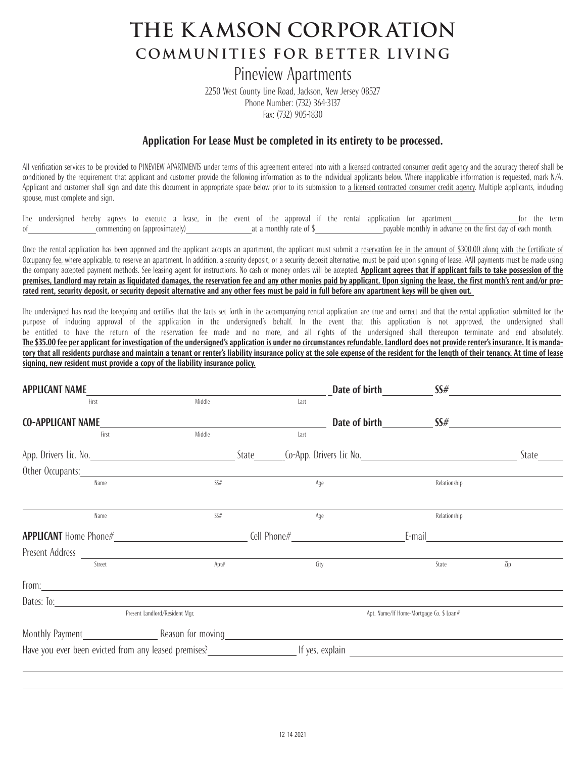# THE KAMSON CORPORATION

## COMMUNITIES FOR BETTER LIVING

### Pineview Apartments

2250 West County Line Road, Jackson, New Jersey 08527
Phone Number: (732) 364-3137
Fax: (732) 905-1830

### Application For Lease Must be completed in its entirety to be processed.

All verification services to be provided to PINEVIEW APARTMENTS under terms of this agreement entered into with a licensed contracted consumer credit agency and the accuracy thereof shall be conditioned by the requirement that applicant and customer provide the following information as to the individual applicants below. Where inapplicable information is requested, mark N/A. Applicant and customer shall sign and date this document in appropriate space below prior to its submission to a licensed contracted consumer credit agency. Multiple applicants, including spouse, must complete and sign.

The undersigned hereby agrees to execute a lease, in the event of the approval if the rental application for apartment ________________ for the term of ________________ commencing on (approximately) ________________ at a monthly rate of $ ________________ payable monthly in advance on the first day of each month.

Once the rental application has been approved and the applicant accepts an apartment, the applicant must submit a reservation fee in the amount of $300.00 along with the Certificate of Occupancy fee, where applicable, to reserve an apartment. In addition, a security deposit, or a security deposit alternative, must be paid upon signing of lease. AAll payments must be made using the company accepted payment methods. See leasing agent for instructions. No cash or money orders will be accepted. **Applicant agrees that if applicant fails to take possession of the premises, Landlord may retain as liquidated damages, the reservation fee and any other monies paid by applicant. Upon signing the lease, the first month's rent and/or pro-rated rent, security deposit, or security deposit alternative and any other fees must be paid in full before any apartment keys will be given out.**

The undersigned has read the foregoing and certifies that the facts set forth in the accompanying rental application are true and correct and that the rental application submitted for the purpose of inducing approval of the application in the undersigned's behalf. In the event that this application is not approved, the undersigned shall be entitled to have the return of the reservation fee made and no more, and all rights of the undersigned shall thereupon terminate and end absolutely. **The $35.00 fee per applicant for investigation of the undersigned's application is under no circumstances refundable. Landlord does not provide renter's insurance. It is mandatory that all residents purchase and maintain a tenant or renter's liability insurance policy at the sole expense of the resident for the length of their tenancy. At time of lease signing, new resident must provide a copy of the liability insurance policy.**

**APPLICANT NAME** ________________________________________ **Date of birth** __________ **SS#** ____________________
First Middle Last

**CO-APPLICANT NAME** ________________________________________ **Date of birth** __________ **SS#** ____________________
First Middle Last

App. Drivers Lic. No. ________________________ State ______ Co-App. Drivers Lic No. ________________________ State ______

Other Occupants: ____________________________________________________________
Name SS# Age Relationship

____________________________________________________________
Name SS# Age Relationship

**APPLICANT** Home Phone# ____________________ Cell Phone# ____________________ E-mail ____________________

Present Address ____________________________________________________________
Street Apt# City State Zip

From: ____________________________________________________________

Dates: To: ____________________________________________________________
Present Landlord/Resident Mgr. Apt. Name/If Home-Mortgage Co. $ Loan#

Monthly Payment ______________ Reason for moving ________________________________________

Have you ever been evicted from any leased premises? ______________ If yes, explain ________________________________________

____________________________________________________________

____________________________________________________________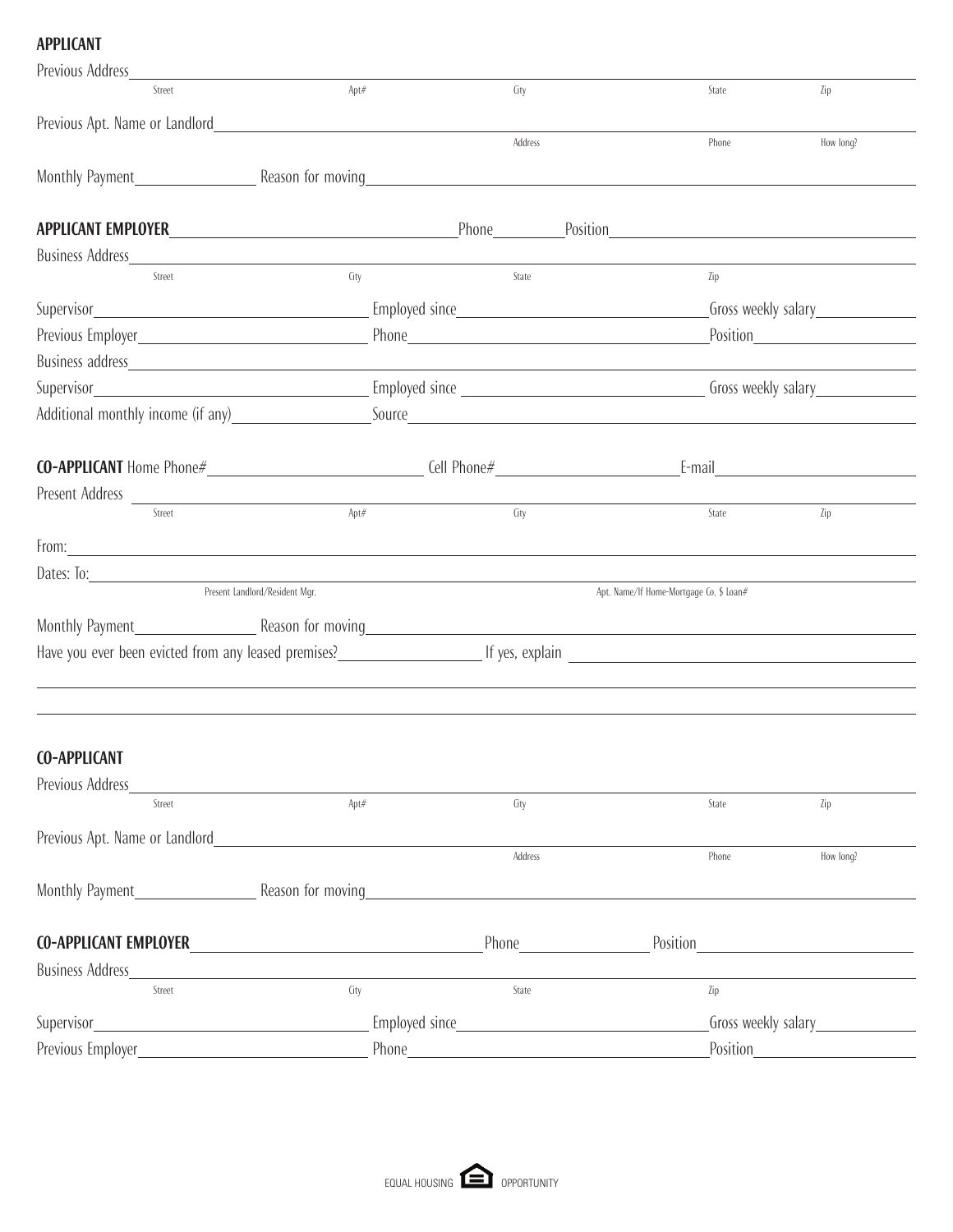## APPLICANT

Previous Address\_\_\_\_\_\_\_\_\_\_\_\_\_\_\_\_\_\_\_\_\_\_\_\_\_\_\_\_\_\_\_\_\_\_\_\_\_\_\_\_\_\_\_\_\_\_\_\_\_\_\_\_\_\_\_\_\_\_\_\_\_\_\_\_\_\_\_\_\_\_\_\_\_\_
Street Apt# City State Zip

Previous Apt. Name or Landlord\_\_\_\_\_\_\_\_\_\_\_\_\_\_\_\_\_\_\_\_\_\_\_\_\_\_\_\_\_\_\_\_\_\_\_\_\_\_\_\_\_\_\_\_\_\_\_\_\_\_\_\_\_\_\_\_\_\_\_
Address Phone How long?

Monthly Payment\_\_\_\_\_\_\_\_\_\_\_\_\_\_ Reason for moving\_\_\_\_\_\_\_\_\_\_\_\_\_\_\_\_\_\_\_\_\_\_\_\_\_\_\_\_\_\_\_\_\_\_\_\_\_\_\_\_\_\_\_\_\_\_\_\_\_\_

**APPLICANT EMPLOYER**\_\_\_\_\_\_\_\_\_\_\_\_\_\_\_\_\_\_\_\_\_\_\_\_\_\_\_\_\_\_\_\_ Phone\_\_\_\_\_\_\_\_ Position\_\_\_\_\_\_\_\_\_\_\_\_\_\_\_\_\_\_\_\_\_\_\_\_\_\_\_\_

Business Address\_\_\_\_\_\_\_\_\_\_\_\_\_\_\_\_\_\_\_\_\_\_\_\_\_\_\_\_\_\_\_\_\_\_\_\_\_\_\_\_\_\_\_\_\_\_\_\_\_\_\_\_\_\_\_\_\_\_\_\_\_\_\_\_\_\_\_\_\_\_\_\_\_
Street City State Zip

Supervisor\_\_\_\_\_\_\_\_\_\_\_\_\_\_\_\_\_\_\_\_\_\_\_\_\_\_\_\_\_\_ Employed since\_\_\_\_\_\_\_\_\_\_\_\_\_\_\_\_\_\_\_\_\_\_\_\_\_\_\_\_ Gross weekly salary\_\_\_\_\_\_\_\_\_\_

Previous Employer\_\_\_\_\_\_\_\_\_\_\_\_\_\_\_\_\_\_\_\_\_\_\_\_\_ Phone\_\_\_\_\_\_\_\_\_\_\_\_\_\_\_\_\_\_\_\_\_\_\_\_\_\_\_\_\_\_\_\_\_\_\_ Position\_\_\_\_\_\_\_\_\_\_\_\_\_\_\_\_\_

Business address\_\_\_\_\_\_\_\_\_\_\_\_\_\_\_\_\_\_\_\_\_\_\_\_\_\_\_\_\_\_\_\_\_\_\_\_\_\_\_\_\_\_\_\_\_\_\_\_\_\_\_\_\_\_\_\_\_\_\_\_\_\_\_\_\_\_\_\_\_\_\_\_\_

Supervisor\_\_\_\_\_\_\_\_\_\_\_\_\_\_\_\_\_\_\_\_\_\_\_\_\_\_\_\_\_\_ Employed since \_\_\_\_\_\_\_\_\_\_\_\_\_\_\_\_\_\_\_\_\_\_\_\_\_\_\_\_ Gross weekly salary\_\_\_\_\_\_\_\_\_\_

Additional monthly income (if any)\_\_\_\_\_\_\_\_\_\_\_\_\_\_\_ Source\_\_\_\_\_\_\_\_\_\_\_\_\_\_\_\_\_\_\_\_\_\_\_\_\_\_\_\_\_\_\_\_\_\_\_\_\_\_\_\_\_\_\_\_\_\_\_\_\_\_\_\_

**CO-APPLICANT** Home Phone#\_\_\_\_\_\_\_\_\_\_\_\_\_\_\_\_\_\_\_\_\_\_\_ Cell Phone#\_\_\_\_\_\_\_\_\_\_\_\_\_\_\_\_\_\_\_\_ E-mail\_\_\_\_\_\_\_\_\_\_\_\_\_\_\_\_\_\_\_\_\_\_

Present Address \_\_\_\_\_\_\_\_\_\_\_\_\_\_\_\_\_\_\_\_\_\_\_\_\_\_\_\_\_\_\_\_\_\_\_\_\_\_\_\_\_\_\_\_\_\_\_\_\_\_\_\_\_\_\_\_\_\_\_\_\_\_\_\_\_\_\_\_\_\_\_\_\_
Street Apt# City State Zip

From:\_\_\_\_\_\_\_\_\_\_\_\_\_\_\_\_\_\_\_\_\_\_\_\_\_\_\_\_\_\_\_\_\_\_\_\_\_\_\_\_\_\_\_\_\_\_\_\_\_\_\_\_\_\_\_\_\_\_\_\_\_\_\_\_\_\_\_\_\_\_\_\_\_\_\_\_\_\_\_\_\_\_\_

Dates: To:\_\_\_\_\_\_\_\_\_\_\_\_\_\_\_\_\_\_\_\_\_\_\_\_\_\_\_\_\_\_\_\_\_\_\_\_\_\_\_\_\_\_\_\_\_\_\_\_\_\_\_\_\_\_\_\_\_\_\_\_\_\_\_\_\_\_\_\_\_\_\_\_\_\_\_\_\_\_\_\_\_
Present Landlord/Resident Mgr. Apt. Name/If Home-Mortgage Co. $ Loan#

Monthly Payment\_\_\_\_\_\_\_\_\_\_\_\_\_\_ Reason for moving\_\_\_\_\_\_\_\_\_\_\_\_\_\_\_\_\_\_\_\_\_\_\_\_\_\_\_\_\_\_\_\_\_\_\_\_\_\_\_\_\_\_\_\_\_\_\_\_\_\_

Have you ever been evicted from any leased premises?\_\_\_\_\_\_\_\_\_\_\_\_\_\_\_\_ If yes, explain \_\_\_\_\_\_\_\_\_\_\_\_\_\_\_\_\_\_\_\_\_\_\_\_\_\_\_\_\_\_\_\_\_\_

\_\_\_\_\_\_\_\_\_\_\_\_\_\_\_\_\_\_\_\_\_\_\_\_\_\_\_\_\_\_\_\_\_\_\_\_\_\_\_\_\_\_\_\_\_\_\_\_\_\_\_\_\_\_\_\_\_\_\_\_\_\_\_\_\_\_\_\_\_\_\_\_\_\_\_\_\_\_\_\_\_\_\_\_\_\_\_\_\_

\_\_\_\_\_\_\_\_\_\_\_\_\_\_\_\_\_\_\_\_\_\_\_\_\_\_\_\_\_\_\_\_\_\_\_\_\_\_\_\_\_\_\_\_\_\_\_\_\_\_\_\_\_\_\_\_\_\_\_\_\_\_\_\_\_\_\_\_\_\_\_\_\_\_\_\_\_\_\_\_\_\_\_\_\_\_\_\_\_

## CO-APPLICANT

Previous Address\_\_\_\_\_\_\_\_\_\_\_\_\_\_\_\_\_\_\_\_\_\_\_\_\_\_\_\_\_\_\_\_\_\_\_\_\_\_\_\_\_\_\_\_\_\_\_\_\_\_\_\_\_\_\_\_\_\_\_\_\_\_\_\_\_\_\_\_\_\_\_\_\_\_
Street Apt# City State Zip

Previous Apt. Name or Landlord\_\_\_\_\_\_\_\_\_\_\_\_\_\_\_\_\_\_\_\_\_\_\_\_\_\_\_\_\_\_\_\_\_\_\_\_\_\_\_\_\_\_\_\_\_\_\_\_\_\_\_\_\_\_\_\_\_\_\_
Address Phone How long?

Monthly Payment\_\_\_\_\_\_\_\_\_\_\_\_\_\_ Reason for moving\_\_\_\_\_\_\_\_\_\_\_\_\_\_\_\_\_\_\_\_\_\_\_\_\_\_\_\_\_\_\_\_\_\_\_\_\_\_\_\_\_\_\_\_\_\_\_\_\_\_

**CO-APPLICANT EMPLOYER**\_\_\_\_\_\_\_\_\_\_\_\_\_\_\_\_\_\_\_\_\_\_\_\_\_\_\_\_\_ Phone\_\_\_\_\_\_\_\_\_\_\_\_\_\_ Position\_\_\_\_\_\_\_\_\_\_\_\_\_\_\_\_\_\_\_\_\_\_\_\_

Business Address\_\_\_\_\_\_\_\_\_\_\_\_\_\_\_\_\_\_\_\_\_\_\_\_\_\_\_\_\_\_\_\_\_\_\_\_\_\_\_\_\_\_\_\_\_\_\_\_\_\_\_\_\_\_\_\_\_\_\_\_\_\_\_\_\_\_\_\_\_\_\_\_\_
Street City State Zip

Supervisor\_\_\_\_\_\_\_\_\_\_\_\_\_\_\_\_\_\_\_\_\_\_\_\_\_\_\_\_\_\_ Employed since\_\_\_\_\_\_\_\_\_\_\_\_\_\_\_\_\_\_\_\_\_\_\_\_\_\_\_\_ Gross weekly salary\_\_\_\_\_\_\_\_\_\_

Previous Employer\_\_\_\_\_\_\_\_\_\_\_\_\_\_\_\_\_\_\_\_\_\_\_\_\_ Phone\_\_\_\_\_\_\_\_\_\_\_\_\_\_\_\_\_\_\_\_\_\_\_\_\_\_\_\_\_\_\_\_\_\_\_ Position\_\_\_\_\_\_\_\_\_\_\_\_\_\_\_\_\_

EQUAL HOUSING OPPORTUNITY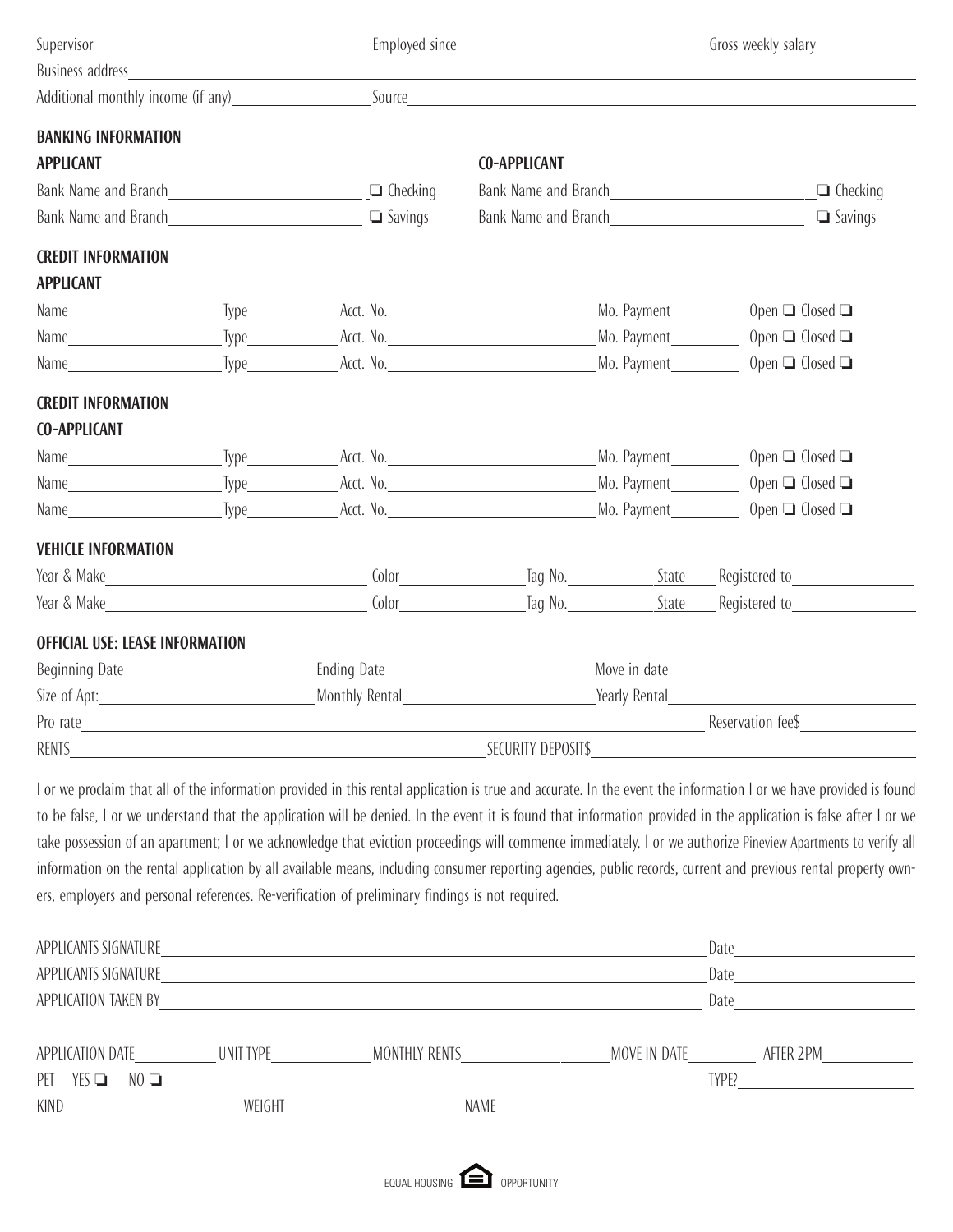Supervisor\_\_\_\_\_\_\_\_\_\_\_\_\_\_\_\_\_\_\_\_ Employed since\_\_\_\_\_\_\_\_\_\_\_\_\_\_\_\_\_\_\_\_ Gross weekly salary\_\_\_\_\_\_\_\_\_\_\_\_

Business address\_\_\_\_\_\_\_\_\_\_\_\_\_\_\_\_\_\_\_\_\_\_\_\_\_\_\_\_\_\_\_\_\_\_\_\_\_\_\_\_

Additional monthly income (if any)\_\_\_\_\_\_\_\_\_\_\_\_ Source\_\_\_\_\_\_\_\_\_\_\_\_\_\_\_\_\_\_\_\_\_\_\_\_\_\_\_\_

**BANKING INFORMATION**

**APPLICANT**

Bank Name and Branch\_\_\_\_\_\_\_\_\_\_\_\_\_\_\_\_\_\_ ❑ Checking

Bank Name and Branch\_\_\_\_\_\_\_\_\_\_\_\_\_\_\_\_\_\_ ❑ Savings

**CO-APPLICANT**

Bank Name and Branch\_\_\_\_\_\_\_\_\_\_\_\_\_\_\_\_\_\_ ❑ Checking

Bank Name and Branch\_\_\_\_\_\_\_\_\_\_\_\_\_\_\_\_\_\_ ❑ Savings

**CREDIT INFORMATION**

**APPLICANT**

Name\_\_\_\_\_\_\_\_\_\_\_\_ Type\_\_\_\_\_\_\_\_ Acct. No.\_\_\_\_\_\_\_\_\_\_\_\_\_\_\_\_\_\_ Mo. Payment\_\_\_\_\_\_ Open ❑ Closed ❑

Name\_\_\_\_\_\_\_\_\_\_\_\_ Type\_\_\_\_\_\_\_\_ Acct. No.\_\_\_\_\_\_\_\_\_\_\_\_\_\_\_\_\_\_ Mo. Payment\_\_\_\_\_\_ Open ❑ Closed ❑

Name\_\_\_\_\_\_\_\_\_\_\_\_ Type\_\_\_\_\_\_\_\_ Acct. No.\_\_\_\_\_\_\_\_\_\_\_\_\_\_\_\_\_\_ Mo. Payment\_\_\_\_\_\_ Open ❑ Closed ❑

**CREDIT INFORMATION**

**CO-APPLICANT**

Name\_\_\_\_\_\_\_\_\_\_\_\_ Type\_\_\_\_\_\_\_\_ Acct. No.\_\_\_\_\_\_\_\_\_\_\_\_\_\_\_\_\_\_ Mo. Payment\_\_\_\_\_\_ Open ❑ Closed ❑

Name\_\_\_\_\_\_\_\_\_\_\_\_ Type\_\_\_\_\_\_\_\_ Acct. No.\_\_\_\_\_\_\_\_\_\_\_\_\_\_\_\_\_\_ Mo. Payment\_\_\_\_\_\_ Open ❑ Closed ❑

Name\_\_\_\_\_\_\_\_\_\_\_\_ Type\_\_\_\_\_\_\_\_ Acct. No.\_\_\_\_\_\_\_\_\_\_\_\_\_\_\_\_\_\_ Mo. Payment\_\_\_\_\_\_ Open ❑ Closed ❑

**VEHICLE INFORMATION**

Year & Make\_\_\_\_\_\_\_\_\_\_\_\_\_\_\_\_\_\_\_\_ Color\_\_\_\_\_\_\_\_\_\_ Tag No.\_\_\_\_\_\_\_\_ State\_\_\_\_ Registered to\_\_\_\_\_\_\_\_\_\_

Year & Make\_\_\_\_\_\_\_\_\_\_\_\_\_\_\_\_\_\_\_\_ Color\_\_\_\_\_\_\_\_\_\_ Tag No.\_\_\_\_\_\_\_\_ State\_\_\_\_ Registered to\_\_\_\_\_\_\_\_\_\_

**OFFICIAL USE: LEASE INFORMATION**

Beginning Date\_\_\_\_\_\_\_\_\_\_\_\_\_\_ Ending Date\_\_\_\_\_\_\_\_\_\_\_\_\_\_ Move in date\_\_\_\_\_\_\_\_\_\_\_\_\_\_

Size of Apt:\_\_\_\_\_\_\_\_\_\_\_\_\_\_ Monthly Rental\_\_\_\_\_\_\_\_\_\_\_\_\_\_ Yearly Rental\_\_\_\_\_\_\_\_\_\_\_\_\_\_

Pro rate\_\_\_\_\_\_\_\_\_\_\_\_\_\_\_\_\_\_\_\_\_\_\_\_\_\_\_\_\_\_\_\_\_\_\_\_ Reservation fee$\_\_\_\_\_\_\_\_\_\_

RENT$\_\_\_\_\_\_\_\_\_\_\_\_\_\_\_\_\_\_\_\_\_\_\_\_\_\_\_\_ SECURITY DEPOSIT$\_\_\_\_\_\_\_\_\_\_\_\_\_\_\_\_\_\_\_\_\_\_\_\_

I or we proclaim that all of the information provided in this rental application is true and accurate. In the event the information I or we have provided is found to be false, I or we understand that the application will be denied. In the event it is found that information provided in the application is false after I or we take possession of an apartment; I or we acknowledge that eviction proceedings will commence immediately, I or we authorize Pineview Apartments to verify all information on the rental application by all available means, including consumer reporting agencies, public records, current and previous rental property owners, employers and personal references. Re-verification of preliminary findings is not required.

APPLICANTS SIGNATURE\_\_\_\_\_\_\_\_\_\_\_\_\_\_\_\_\_\_\_\_\_\_\_\_\_\_\_\_\_\_\_\_\_\_\_\_ Date\_\_\_\_\_\_\_\_\_\_\_\_

APPLICANTS SIGNATURE\_\_\_\_\_\_\_\_\_\_\_\_\_\_\_\_\_\_\_\_\_\_\_\_\_\_\_\_\_\_\_\_\_\_\_\_ Date\_\_\_\_\_\_\_\_\_\_\_\_

APPLICATION TAKEN BY\_\_\_\_\_\_\_\_\_\_\_\_\_\_\_\_\_\_\_\_\_\_\_\_\_\_\_\_\_\_\_\_\_\_\_\_ Date\_\_\_\_\_\_\_\_\_\_\_\_

APPLICATION DATE\_\_\_\_\_\_\_ UNIT TYPE\_\_\_\_\_\_\_\_ MONTHLY RENT$\_\_\_\_\_\_\_\_\_\_\_\_ MOVE IN DATE\_\_\_\_\_\_ AFTER 2PM\_\_\_\_\_\_\_

PET YES ❑ NO ❑ TYPE?\_\_\_\_\_\_\_\_\_\_\_\_

KIND\_\_\_\_\_\_\_\_\_\_\_\_\_\_ WEIGHT\_\_\_\_\_\_\_\_\_\_\_\_\_\_ NAME\_\_\_\_\_\_\_\_\_\_\_\_\_\_\_\_\_\_\_\_\_\_\_\_\_\_\_\_

EQUAL HOUSING OPPORTUNITY